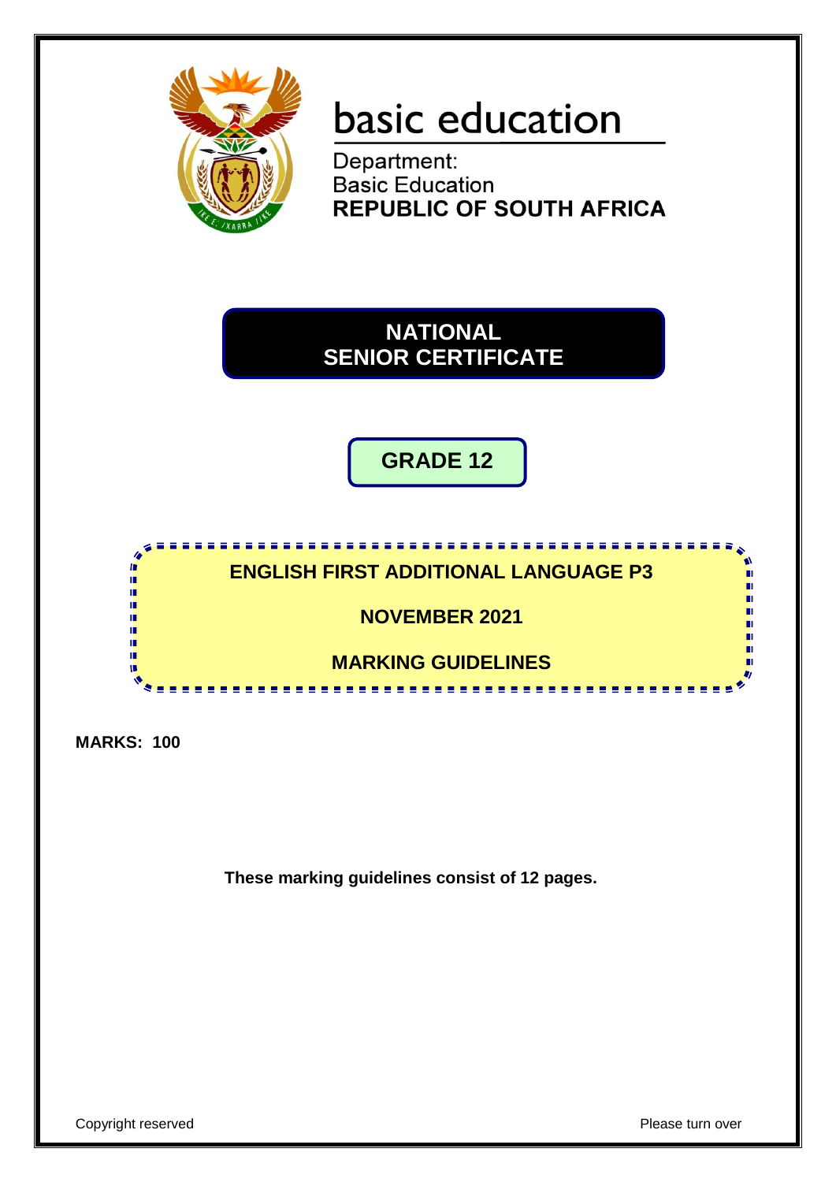basic education

Department:
Basic Education
**REPUBLIC OF SOUTH AFRICA**

# NATIONAL SENIOR CERTIFICATE

## GRADE 12

## ENGLISH FIRST ADDITIONAL LANGUAGE P3

## NOVEMBER 2021

## MARKING GUIDELINES

**MARKS: 100**

**These marking guidelines consist of 12 pages.**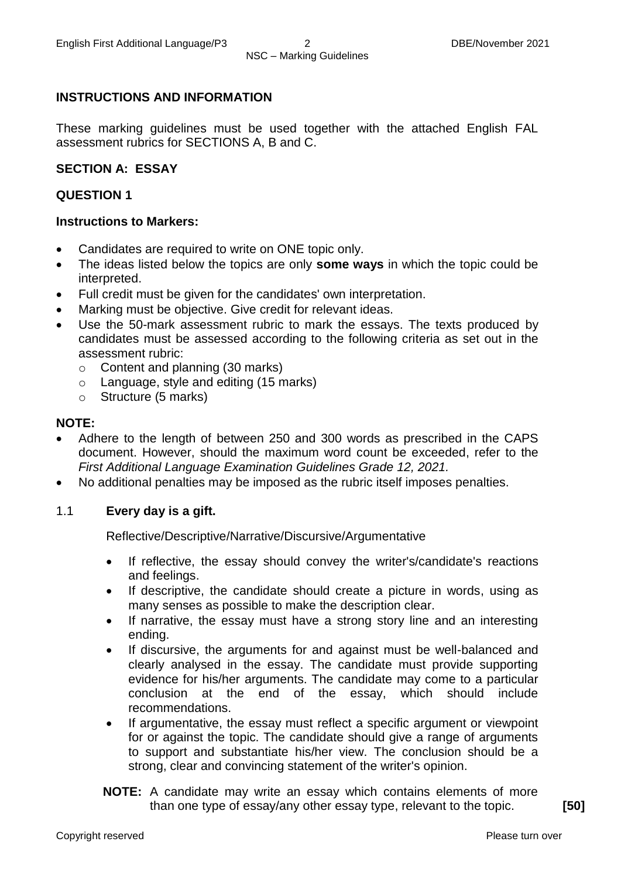## INSTRUCTIONS AND INFORMATION

These marking guidelines must be used together with the attached English FAL assessment rubrics for SECTIONS A, B and C.

## SECTION A: ESSAY

### QUESTION 1

**Instructions to Markers:**

- Candidates are required to write on ONE topic only.
- The ideas listed below the topics are only **some ways** in which the topic could be interpreted.
- Full credit must be given for the candidates' own interpretation.
- Marking must be objective. Give credit for relevant ideas.
- Use the 50-mark assessment rubric to mark the essays. The texts produced by candidates must be assessed according to the following criteria as set out in the assessment rubric:
  - Content and planning (30 marks)
  - Language, style and editing (15 marks)
  - Structure (5 marks)

**NOTE:**

- Adhere to the length of between 250 and 300 words as prescribed in the CAPS document. However, should the maximum word count be exceeded, refer to the *First Additional Language Examination Guidelines Grade 12, 2021.*
- No additional penalties may be imposed as the rubric itself imposes penalties.

1.1 **Every day is a gift.**

Reflective/Descriptive/Narrative/Discursive/Argumentative

- If reflective, the essay should convey the writer's/candidate's reactions and feelings.
- If descriptive, the candidate should create a picture in words, using as many senses as possible to make the description clear.
- If narrative, the essay must have a strong story line and an interesting ending.
- If discursive, the arguments for and against must be well-balanced and clearly analysed in the essay. The candidate must provide supporting evidence for his/her arguments. The candidate may come to a particular conclusion at the end of the essay, which should include recommendations.
- If argumentative, the essay must reflect a specific argument or viewpoint for or against the topic. The candidate should give a range of arguments to support and substantiate his/her view. The conclusion should be a strong, clear and convincing statement of the writer's opinion.

**NOTE:** A candidate may write an essay which contains elements of more than one type of essay/any other essay type, relevant to the topic. **[50]**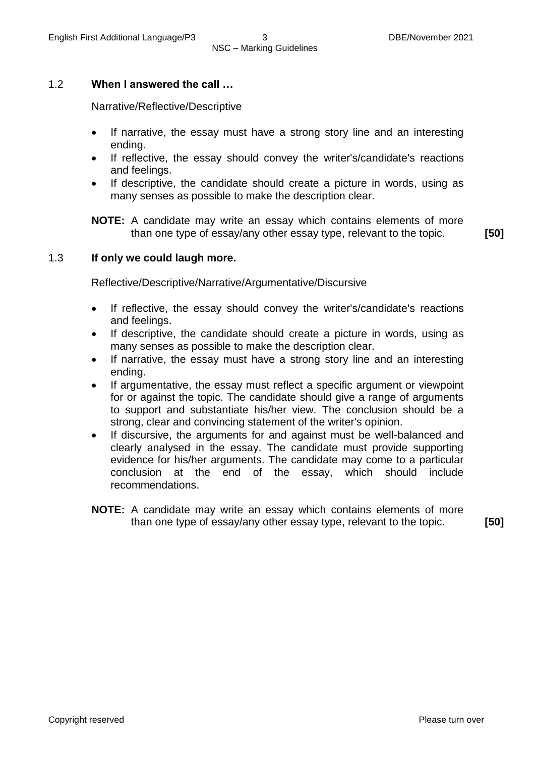### 1.2 **When I answered the call …**

Narrative/Reflective/Descriptive

- If narrative, the essay must have a strong story line and an interesting ending.
- If reflective, the essay should convey the writer's/candidate's reactions and feelings.
- If descriptive, the candidate should create a picture in words, using as many senses as possible to make the description clear.

**NOTE:** A candidate may write an essay which contains elements of more than one type of essay/any other essay type, relevant to the topic. **[50]**

### 1.3 **If only we could laugh more.**

Reflective/Descriptive/Narrative/Argumentative/Discursive

- If reflective, the essay should convey the writer's/candidate's reactions and feelings.
- If descriptive, the candidate should create a picture in words, using as many senses as possible to make the description clear.
- If narrative, the essay must have a strong story line and an interesting ending.
- If argumentative, the essay must reflect a specific argument or viewpoint for or against the topic. The candidate should give a range of arguments to support and substantiate his/her view. The conclusion should be a strong, clear and convincing statement of the writer's opinion.
- If discursive, the arguments for and against must be well-balanced and clearly analysed in the essay. The candidate must provide supporting evidence for his/her arguments. The candidate may come to a particular conclusion at the end of the essay, which should include recommendations.

**NOTE:** A candidate may write an essay which contains elements of more than one type of essay/any other essay type, relevant to the topic. **[50]**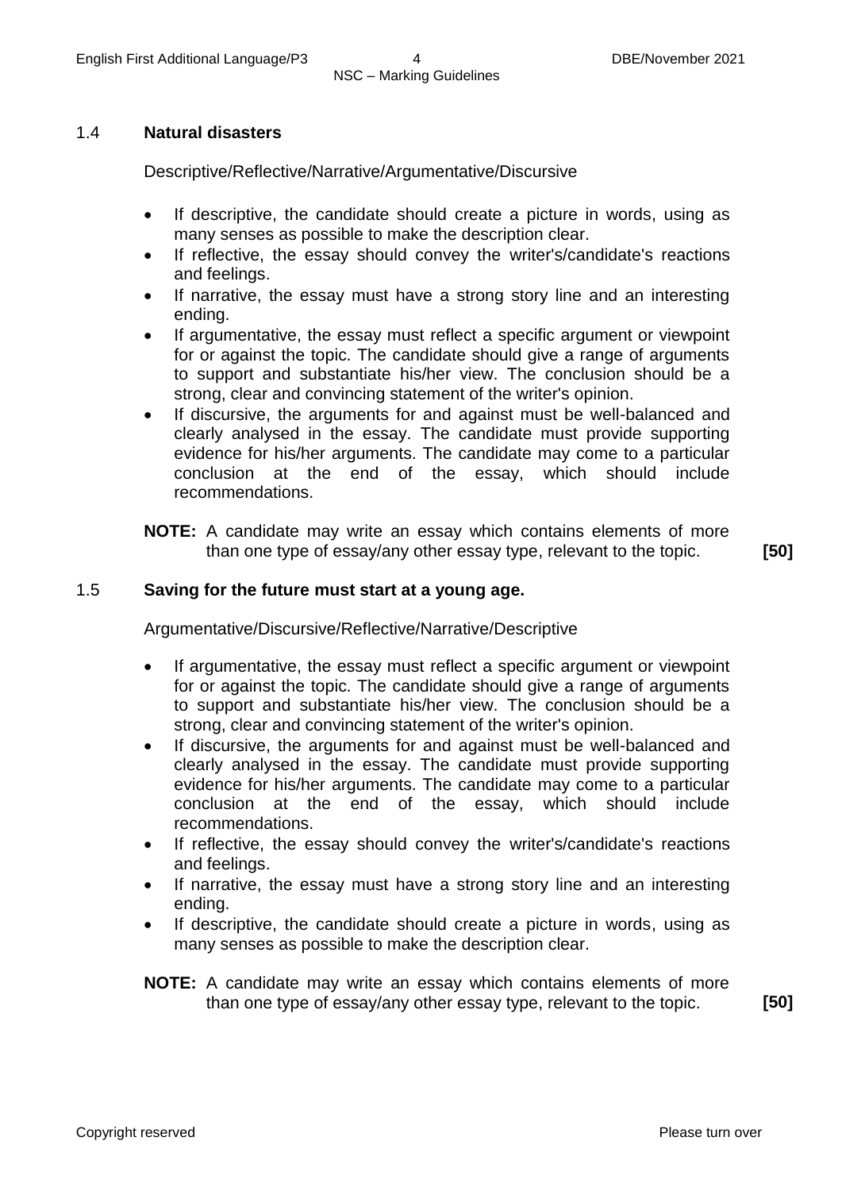### 1.4 **Natural disasters**

Descriptive/Reflective/Narrative/Argumentative/Discursive

- If descriptive, the candidate should create a picture in words, using as many senses as possible to make the description clear.
- If reflective, the essay should convey the writer's/candidate's reactions and feelings.
- If narrative, the essay must have a strong story line and an interesting ending.
- If argumentative, the essay must reflect a specific argument or viewpoint for or against the topic. The candidate should give a range of arguments to support and substantiate his/her view. The conclusion should be a strong, clear and convincing statement of the writer's opinion.
- If discursive, the arguments for and against must be well-balanced and clearly analysed in the essay. The candidate must provide supporting evidence for his/her arguments. The candidate may come to a particular conclusion at the end of the essay, which should include recommendations.

**NOTE:** A candidate may write an essay which contains elements of more than one type of essay/any other essay type, relevant to the topic. **[50]**

### 1.5 **Saving for the future must start at a young age.**

Argumentative/Discursive/Reflective/Narrative/Descriptive

- If argumentative, the essay must reflect a specific argument or viewpoint for or against the topic. The candidate should give a range of arguments to support and substantiate his/her view. The conclusion should be a strong, clear and convincing statement of the writer's opinion.
- If discursive, the arguments for and against must be well-balanced and clearly analysed in the essay. The candidate must provide supporting evidence for his/her arguments. The candidate may come to a particular conclusion at the end of the essay, which should include recommendations.
- If reflective, the essay should convey the writer's/candidate's reactions and feelings.
- If narrative, the essay must have a strong story line and an interesting ending.
- If descriptive, the candidate should create a picture in words, using as many senses as possible to make the description clear.

**NOTE:** A candidate may write an essay which contains elements of more than one type of essay/any other essay type, relevant to the topic. **[50]**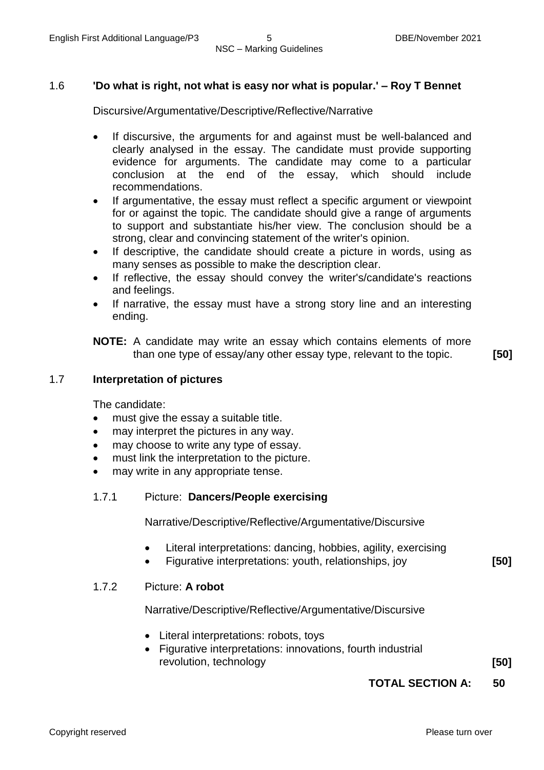1.6 **'Do what is right, not what is easy nor what is popular.' – Roy T Bennet**

Discursive/Argumentative/Descriptive/Reflective/Narrative

- If discursive, the arguments for and against must be well-balanced and clearly analysed in the essay. The candidate must provide supporting evidence for arguments. The candidate may come to a particular conclusion at the end of the essay, which should include recommendations.
- If argumentative, the essay must reflect a specific argument or viewpoint for or against the topic. The candidate should give a range of arguments to support and substantiate his/her view. The conclusion should be a strong, clear and convincing statement of the writer's opinion.
- If descriptive, the candidate should create a picture in words, using as many senses as possible to make the description clear.
- If reflective, the essay should convey the writer's/candidate's reactions and feelings.
- If narrative, the essay must have a strong story line and an interesting ending.

**NOTE:** A candidate may write an essay which contains elements of more than one type of essay/any other essay type, relevant to the topic. **[50]**

1.7 **Interpretation of pictures**

The candidate:

- must give the essay a suitable title.
- may interpret the pictures in any way.
- may choose to write any type of essay.
- must link the interpretation to the picture.
- may write in any appropriate tense.

1.7.1 Picture: **Dancers/People exercising**

Narrative/Descriptive/Reflective/Argumentative/Discursive

- Literal interpretations: dancing, hobbies, agility, exercising
- Figurative interpretations: youth, relationships, joy **[50]**

1.7.2 Picture: **A robot**

Narrative/Descriptive/Reflective/Argumentative/Discursive

- Literal interpretations: robots, toys
- Figurative interpretations: innovations, fourth industrial revolution, technology **[50]**

**TOTAL SECTION A: 50**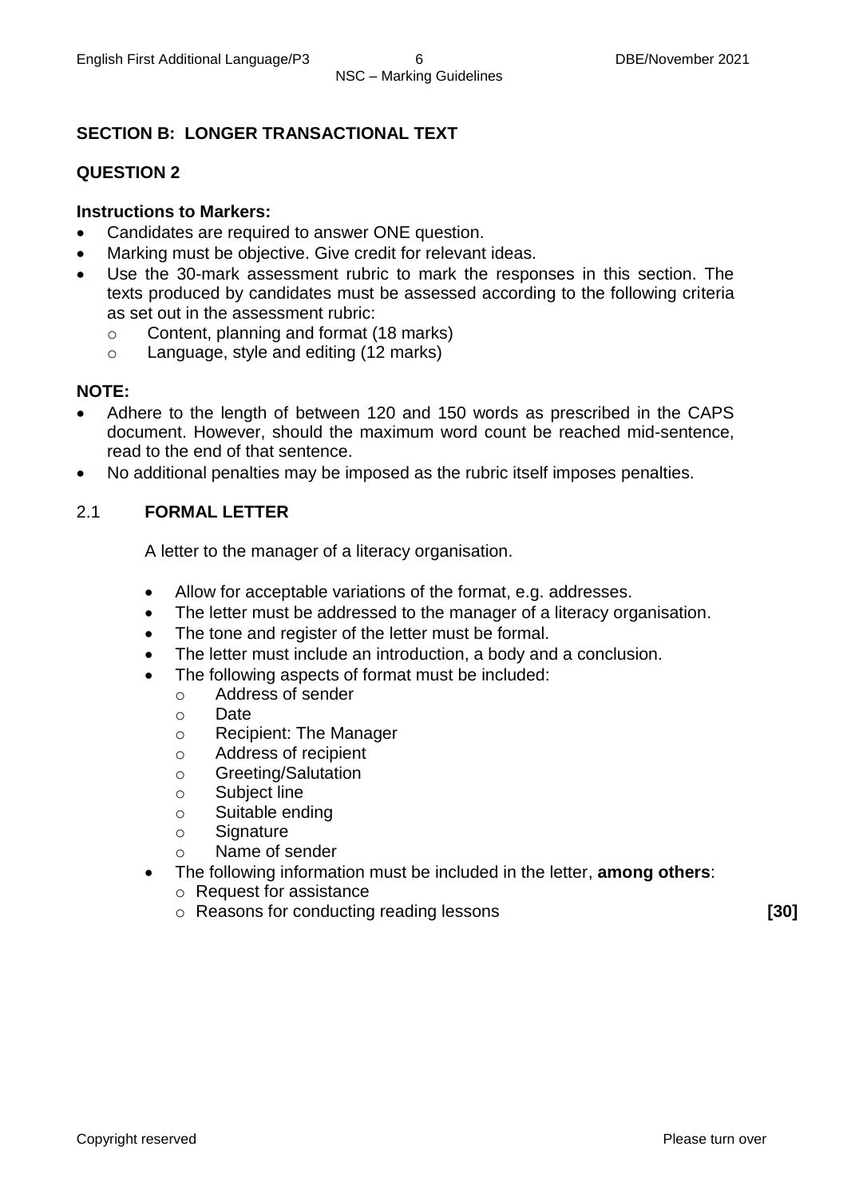## SECTION B: LONGER TRANSACTIONAL TEXT

### QUESTION 2

**Instructions to Markers:**

- Candidates are required to answer ONE question.
- Marking must be objective. Give credit for relevant ideas.
- Use the 30-mark assessment rubric to mark the responses in this section. The texts produced by candidates must be assessed according to the following criteria as set out in the assessment rubric:
  - Content, planning and format (18 marks)
  - Language, style and editing (12 marks)

**NOTE:**

- Adhere to the length of between 120 and 150 words as prescribed in the CAPS document. However, should the maximum word count be reached mid-sentence, read to the end of that sentence.
- No additional penalties may be imposed as the rubric itself imposes penalties.

2.1 **FORMAL LETTER**

A letter to the manager of a literacy organisation.

- Allow for acceptable variations of the format, e.g. addresses.
- The letter must be addressed to the manager of a literacy organisation.
- The tone and register of the letter must be formal.
- The letter must include an introduction, a body and a conclusion.
- The following aspects of format must be included:
  - Address of sender
  - Date
  - Recipient: The Manager
  - Address of recipient
  - Greeting/Salutation
  - Subject line
  - Suitable ending
  - Signature
  - Name of sender
- The following information must be included in the letter, **among others**:
  - Request for assistance
  - Reasons for conducting reading lessons

**[30]**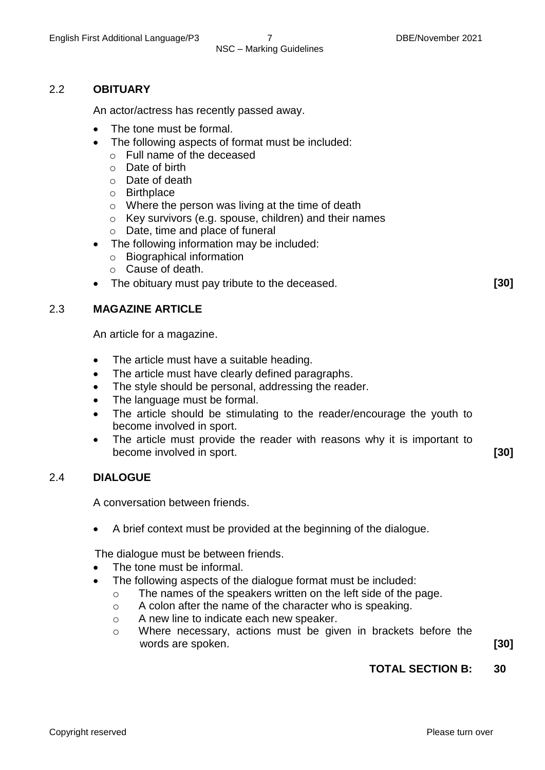## 2.2 OBITUARY

An actor/actress has recently passed away.

- The tone must be formal.
- The following aspects of format must be included:
  - Full name of the deceased
  - Date of birth
  - Date of death
  - Birthplace
  - Where the person was living at the time of death
  - Key survivors (e.g. spouse, children) and their names
  - Date, time and place of funeral
- The following information may be included:
  - Biographical information
  - Cause of death.
- The obituary must pay tribute to the deceased. **[30]**

## 2.3 MAGAZINE ARTICLE

An article for a magazine.

- The article must have a suitable heading.
- The article must have clearly defined paragraphs.
- The style should be personal, addressing the reader.
- The language must be formal.
- The article should be stimulating to the reader/encourage the youth to become involved in sport.
- The article must provide the reader with reasons why it is important to become involved in sport. **[30]**

## 2.4 DIALOGUE

A conversation between friends.

- A brief context must be provided at the beginning of the dialogue.

The dialogue must be between friends.

- The tone must be informal.
- The following aspects of the dialogue format must be included:
  - The names of the speakers written on the left side of the page.
  - A colon after the name of the character who is speaking.
  - A new line to indicate each new speaker.
  - Where necessary, actions must be given in brackets before the words are spoken. **[30]**

**TOTAL SECTION B: 30**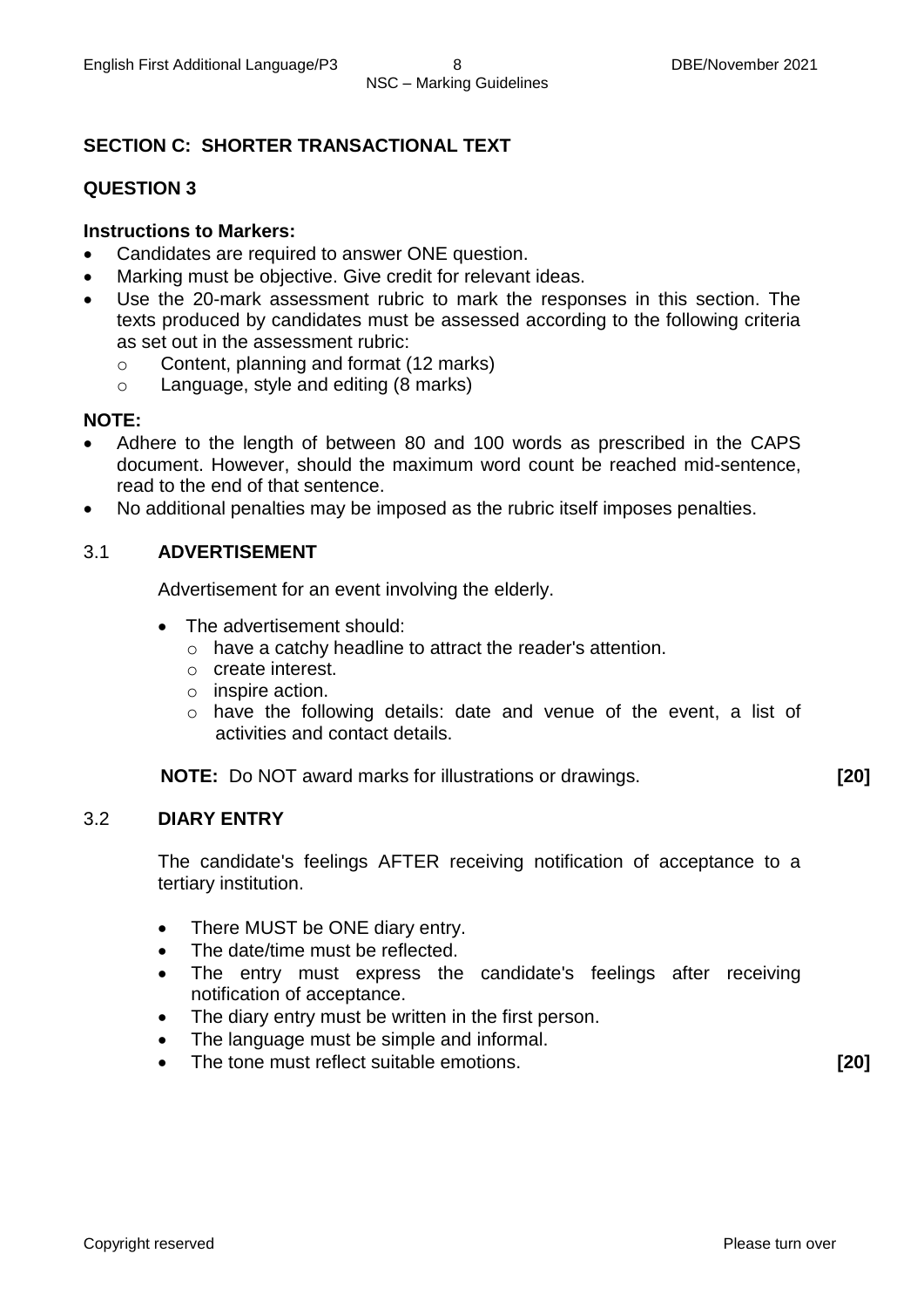## SECTION C: SHORTER TRANSACTIONAL TEXT

### QUESTION 3

**Instructions to Markers:**

- Candidates are required to answer ONE question.
- Marking must be objective. Give credit for relevant ideas.
- Use the 20-mark assessment rubric to mark the responses in this section. The texts produced by candidates must be assessed according to the following criteria as set out in the assessment rubric:
    - Content, planning and format (12 marks)
    - Language, style and editing (8 marks)

**NOTE:**

- Adhere to the length of between 80 and 100 words as prescribed in the CAPS document. However, should the maximum word count be reached mid-sentence, read to the end of that sentence.
- No additional penalties may be imposed as the rubric itself imposes penalties.

### 3.1 ADVERTISEMENT

Advertisement for an event involving the elderly.

- The advertisement should:
    - have a catchy headline to attract the reader's attention.
    - create interest.
    - inspire action.
    - have the following details: date and venue of the event, a list of activities and contact details.

**NOTE:** Do NOT award marks for illustrations or drawings. **[20]**

### 3.2 DIARY ENTRY

The candidate's feelings AFTER receiving notification of acceptance to a tertiary institution.

- There MUST be ONE diary entry.
- The date/time must be reflected.
- The entry must express the candidate's feelings after receiving notification of acceptance.
- The diary entry must be written in the first person.
- The language must be simple and informal.
- The tone must reflect suitable emotions. **[20]**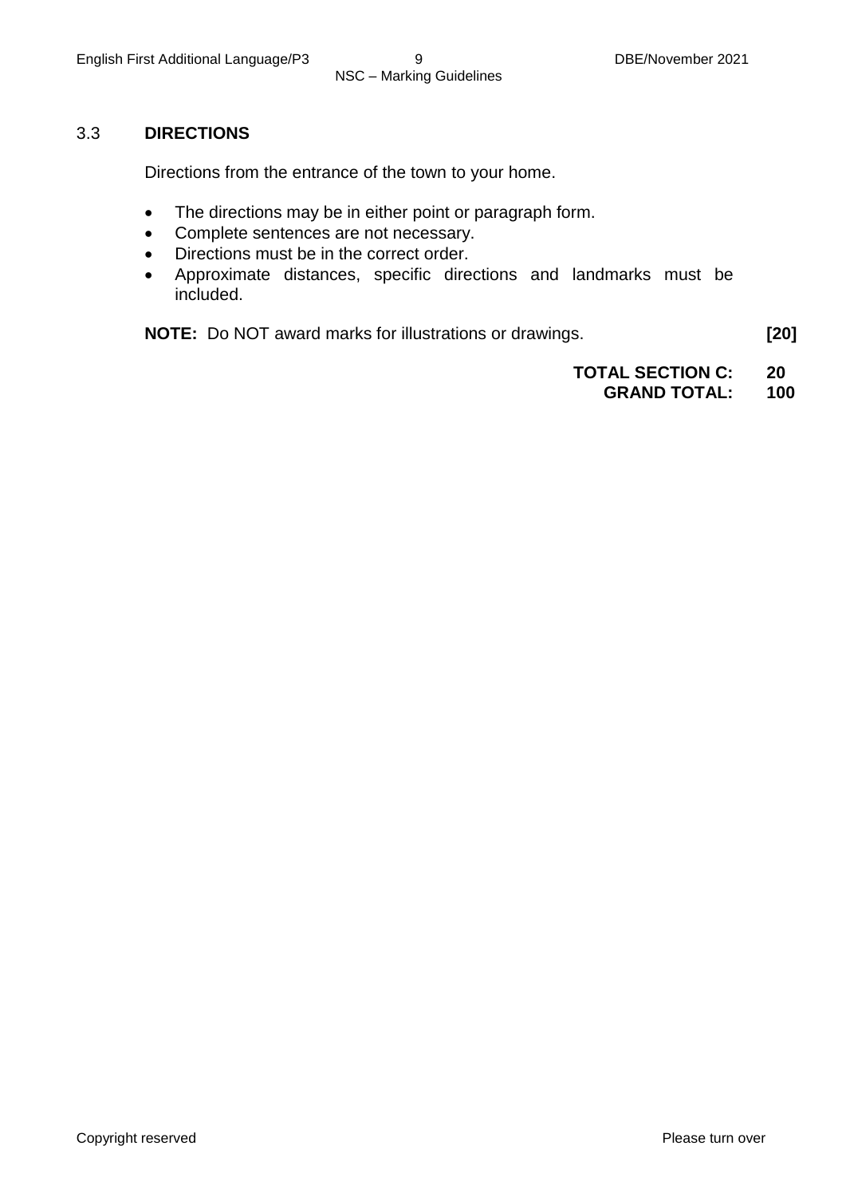## 3.3 DIRECTIONS

Directions from the entrance of the town to your home.

- The directions may be in either point or paragraph form.
- Complete sentences are not necessary.
- Directions must be in the correct order.
- Approximate distances, specific directions and landmarks must be included.

**NOTE:** Do NOT award marks for illustrations or drawings. **[20]**

**TOTAL SECTION C: 20**
**GRAND TOTAL: 100**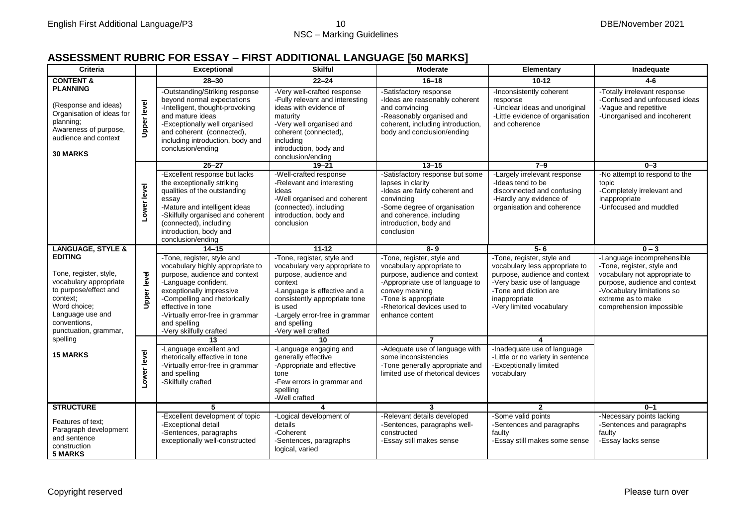## ASSESSMENT RUBRIC FOR ESSAY – FIRST ADDITIONAL LANGUAGE [50 MARKS]

| Criteria | | Exceptional | Skilful | Moderate | Elementary | Inadequate |
|---|---|---|---|---|---|---|
| **CONTENT & PLANNING**<br><br>(Response and ideas)<br>Organisation of ideas for planning;<br>Awareness of purpose, audience and context<br><br>**30 MARKS** | Upper level | **28–30**<br>-Outstanding/Striking response beyond normal expectations<br>-Intelligent, thought-provoking and mature ideas<br>-Exceptionally well organised and coherent (connected), including introduction, body and conclusion/ending | **22–24**<br>-Very well-crafted response<br>-Fully relevant and interesting ideas with evidence of maturity<br>-Very well organised and coherent (connected), including introduction, body and conclusion/ending | **16–18**<br>-Satisfactory response<br>-Ideas are reasonably coherent and convincing<br>-Reasonably organised and coherent, including introduction, body and conclusion/ending | **10-12**<br>-Inconsistently coherent response<br>-Unclear ideas and unoriginal<br>-Little evidence of organisation and coherence | **4-6**<br>-Totally irrelevant response<br>-Confused and unfocused ideas<br>-Vague and repetitive<br>-Unorganised and incoherent |
| | Lower level | **25–27**<br>-Excellent response but lacks the exceptionally striking qualities of the outstanding essay<br>-Mature and intelligent ideas<br>-Skilfully organised and coherent (connected), including introduction, body and conclusion/ending | **19–21**<br>-Well-crafted response<br>-Relevant and interesting ideas<br>-Well organised and coherent (connected), including introduction, body and conclusion | **13–15**<br>-Satisfactory response but some lapses in clarity<br>-Ideas are fairly coherent and convincing<br>-Some degree of organisation and coherence, including introduction, body and conclusion | **7–9**<br>-Largely irrelevant response<br>-Ideas tend to be disconnected and confusing<br>-Hardly any evidence of organisation and coherence | **0–3**<br>-No attempt to respond to the topic<br>-Completely irrelevant and inappropriate<br>-Unfocused and muddled |
| **LANGUAGE, STYLE & EDITING**<br><br>Tone, register, style, vocabulary appropriate to purpose/effect and context;<br>Word choice;<br>Language use and conventions, punctuation, grammar, spelling<br><br>**15 MARKS** | Upper level | **14–15**<br>-Tone, register, style and vocabulary highly appropriate to purpose, audience and context<br>-Language confident, exceptionally impressive<br>-Compelling and rhetorically effective in tone<br>-Virtually error-free in grammar and spelling<br>-Very skilfully crafted | **11-12**<br>-Tone, register, style and vocabulary very appropriate to purpose, audience and context<br>-Language is effective and a consistently appropriate tone is used<br>-Largely error-free in grammar and spelling<br>-Very well crafted | **8- 9**<br>-Tone, register, style and vocabulary appropriate to purpose, audience and context<br>-Appropriate use of language to convey meaning<br>-Tone is appropriate<br>-Rhetorical devices used to enhance content | **5- 6**<br>-Tone, register, style and vocabulary less appropriate to purpose, audience and context<br>-Very basic use of language<br>-Tone and diction are inappropriate<br>-Very limited vocabulary | **0 – 3**<br>-Language incomprehensible<br>-Tone, register, style and vocabulary not appropriate to purpose, audience and context<br>-Vocabulary limitations so extreme as to make comprehension impossible |
| | Lower level | **13**<br>-Language excellent and rhetorically effective in tone<br>-Virtually error-free in grammar and spelling<br>-Skilfully crafted | **10**<br>-Language engaging and generally effective<br>-Appropriate and effective tone<br>-Few errors in grammar and spelling<br>-Well crafted | **7**<br>-Adequate use of language with some inconsistencies<br>-Tone generally appropriate and limited use of rhetorical devices | **4**<br>-Inadequate use of language<br>-Little or no variety in sentence<br>-Exceptionally limited vocabulary | |
| **STRUCTURE**<br><br>Features of text;<br>Paragraph development and sentence construction<br>**5 MARKS** | | **5**<br>-Excellent development of topic<br>-Exceptional detail<br>-Sentences, paragraphs exceptionally well-constructed | **4**<br>-Logical development of details<br>-Coherent<br>-Sentences, paragraphs logical, varied | **3**<br>-Relevant details developed<br>-Sentences, paragraphs well-constructed<br>-Essay still makes sense | **2**<br>-Some valid points<br>-Sentences and paragraphs faulty<br>-Essay still makes some sense | **0–1**<br>-Necessary points lacking<br>-Sentences and paragraphs faulty<br>-Essay lacks sense |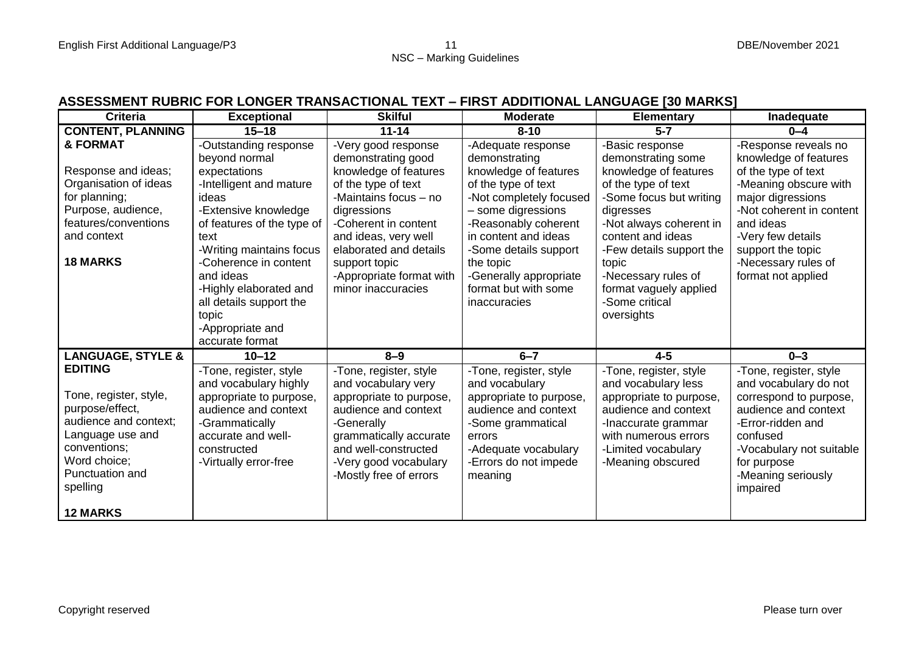## ASSESSMENT RUBRIC FOR LONGER TRANSACTIONAL TEXT – FIRST ADDITIONAL LANGUAGE [30 MARKS]

| Criteria | Exceptional | Skilful | Moderate | Elementary | Inadequate |
|---|---|---|---|---|---|
| **CONTENT, PLANNING & FORMAT**<br><br>Response and ideas; Organisation of ideas for planning; Purpose, audience, features/conventions and context<br><br>**18 MARKS** | **15–18**<br>-Outstanding response beyond normal expectations<br>-Intelligent and mature ideas<br>-Extensive knowledge of features of the type of text<br>-Writing maintains focus<br>-Coherence in content and ideas<br>-Highly elaborated and all details support the topic<br>-Appropriate and accurate format | **11-14**<br>-Very good response demonstrating good knowledge of features of the type of text<br>-Maintains focus – no digressions<br>-Coherent in content and ideas, very well elaborated and details support topic<br>-Appropriate format with minor inaccuracies | **8-10**<br>-Adequate response demonstrating knowledge of features of the type of text<br>-Not completely focused – some digressions<br>-Reasonably coherent in content and ideas<br>-Some details support the topic<br>-Generally appropriate format but with some inaccuracies | **5-7**<br>-Basic response demonstrating some knowledge of features of the type of text<br>-Some focus but writing digresses<br>-Not always coherent in content and ideas<br>-Few details support the topic<br>-Necessary rules of format vaguely applied<br>-Some critical oversights | **0–4**<br>-Response reveals no knowledge of features of the type of text<br>-Meaning obscure with major digressions<br>-Not coherent in content and ideas<br>-Very few details support the topic<br>-Necessary rules of format not applied |
| **LANGUAGE, STYLE & EDITING**<br><br>Tone, register, style, purpose/effect, audience and context; Language use and conventions; Word choice; Punctuation and spelling<br><br>**12 MARKS** | **10–12**<br>-Tone, register, style and vocabulary highly appropriate to purpose, audience and context<br>-Grammatically accurate and well-constructed<br>-Virtually error-free | **8–9**<br>-Tone, register, style and vocabulary very appropriate to purpose, audience and context<br>-Generally grammatically accurate and well-constructed<br>-Very good vocabulary<br>-Mostly free of errors | **6–7**<br>-Tone, register, style and vocabulary appropriate to purpose, audience and context<br>-Some grammatical errors<br>-Adequate vocabulary<br>-Errors do not impede meaning | **4-5**<br>-Tone, register, style and vocabulary less appropriate to purpose, audience and context<br>-Inaccurate grammar with numerous errors<br>-Limited vocabulary<br>-Meaning obscured | **0–3**<br>-Tone, register, style and vocabulary do not correspond to purpose, audience and context<br>-Error-ridden and confused<br>-Vocabulary not suitable for purpose<br>-Meaning seriously impaired |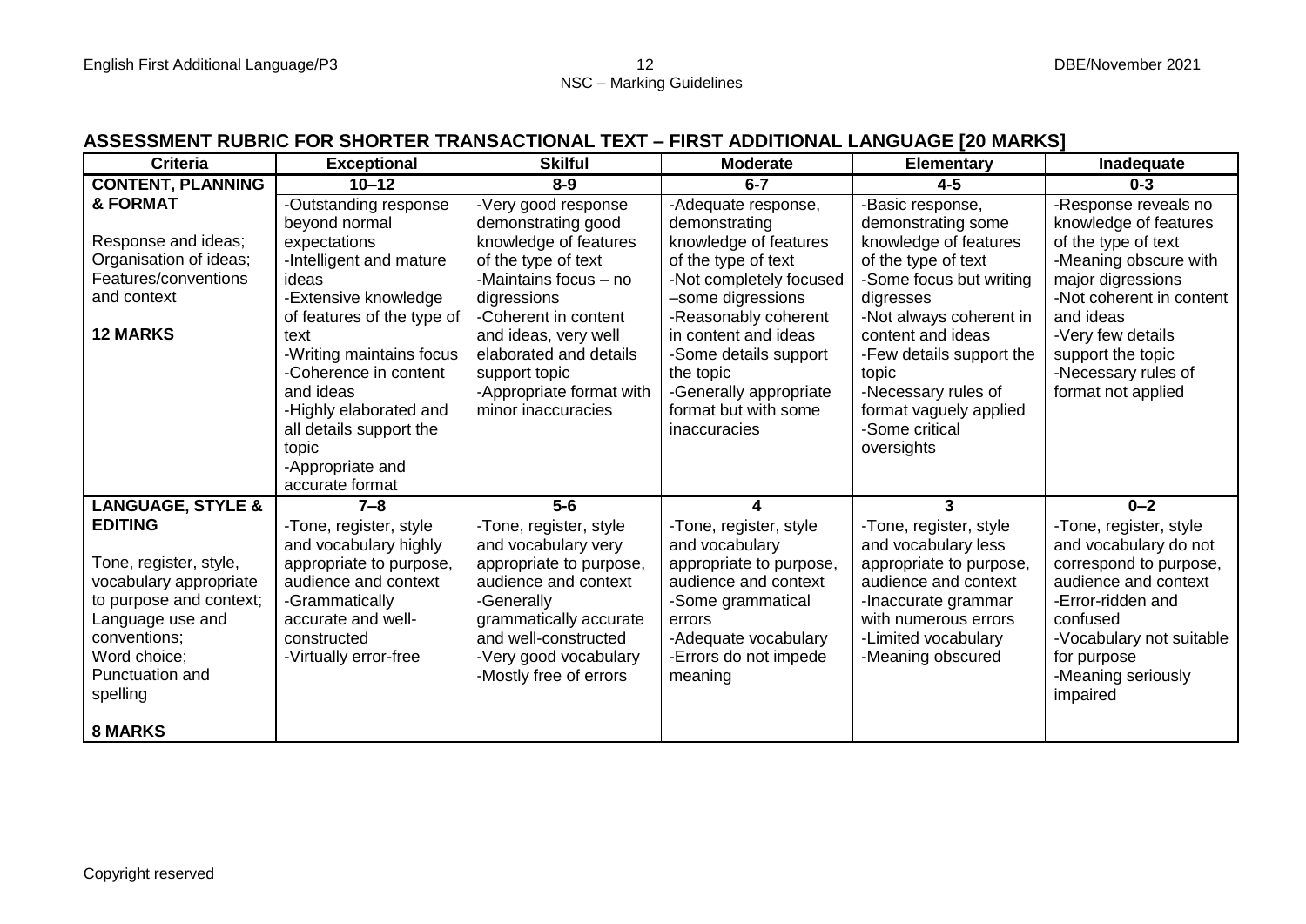## ASSESSMENT RUBRIC FOR SHORTER TRANSACTIONAL TEXT – FIRST ADDITIONAL LANGUAGE [20 MARKS]

| Criteria | Exceptional | Skilful | Moderate | Elementary | Inadequate |
|---|---|---|---|---|---|
| **CONTENT, PLANNING & FORMAT** | **10–12** | **8-9** | **6-7** | **4-5** | **0-3** |
| Response and ideas; Organisation of ideas; Features/conventions and context<br><br>**12 MARKS** | -Outstanding response beyond normal expectations<br>-Intelligent and mature ideas<br>-Extensive knowledge of features of the type of text<br>-Writing maintains focus<br>-Coherence in content and ideas<br>-Highly elaborated and all details support the topic<br>-Appropriate and accurate format | -Very good response demonstrating good knowledge of features of the type of text<br>-Maintains focus – no digressions<br>-Coherent in content and ideas, very well elaborated and details support topic<br>-Appropriate format with minor inaccuracies | -Adequate response, demonstrating knowledge of features of the type of text<br>-Not completely focused –some digressions<br>-Reasonably coherent in content and ideas<br>-Some details support the topic<br>-Generally appropriate format but with some inaccuracies | -Basic response, demonstrating some knowledge of features of the type of text<br>-Some focus but writing digresses<br>-Not always coherent in content and ideas<br>-Few details support the topic<br>-Necessary rules of format vaguely applied<br>-Some critical oversights | -Response reveals no knowledge of features of the type of text<br>-Meaning obscure with major digressions<br>-Not coherent in content and ideas<br>-Very few details support the topic<br>-Necessary rules of format not applied |
| **LANGUAGE, STYLE & EDITING** | **7–8** | **5-6** | **4** | **3** | **0–2** |
| Tone, register, style, vocabulary appropriate to purpose and context; Language use and conventions; Word choice; Punctuation and spelling<br><br>**8 MARKS** | -Tone, register, style and vocabulary highly appropriate to purpose, audience and context<br>-Grammatically accurate and well-constructed<br>-Virtually error-free | -Tone, register, style and vocabulary very appropriate to purpose, audience and context<br>-Generally grammatically accurate and well-constructed<br>-Very good vocabulary<br>-Mostly free of errors | -Tone, register, style and vocabulary appropriate to purpose, audience and context<br>-Some grammatical errors<br>-Adequate vocabulary<br>-Errors do not impede meaning | -Tone, register, style and vocabulary less appropriate to purpose, audience and context<br>-Inaccurate grammar with numerous errors<br>-Limited vocabulary<br>-Meaning obscured | -Tone, register, style and vocabulary do not correspond to purpose, audience and context<br>-Error-ridden and confused<br>-Vocabulary not suitable for purpose<br>-Meaning seriously impaired |